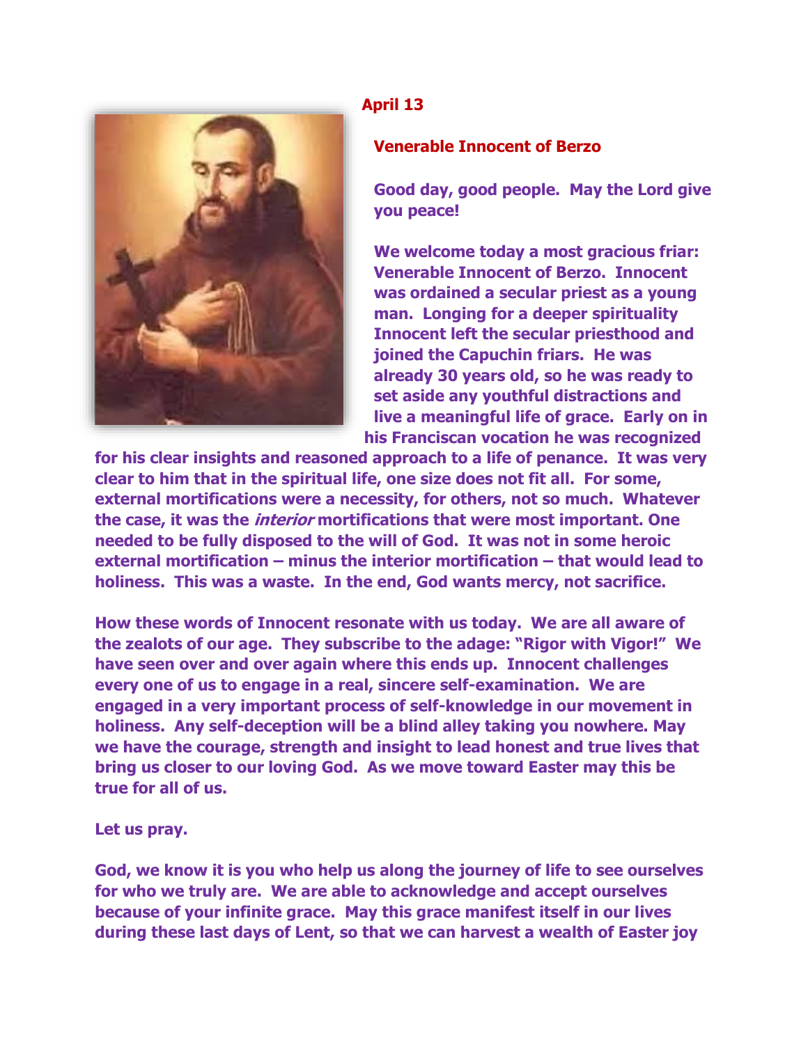**April 13**

**Venerable Innocent of Berzo**

**Good day, good people. May the Lord give you peace!**

**We welcome today a most gracious friar: Venerable Innocent of Berzo. Innocent was ordained a secular priest as a young man. Longing for a deeper spirituality Innocent left the secular priesthood and joined the Capuchin friars. He was already 30 years old, so he was ready to set aside any youthful distractions and live a meaningful life of grace. Early on in his Franciscan vocation he was recognized for his clear insights and reasoned approach to a life of penance. It was very clear to him that in the spiritual life, one size does not fit all. For some, external mortifications were a necessity, for others, not so much. Whatever the case, it was the *interior* mortifications that were most important. One needed to be fully disposed to the will of God. It was not in some heroic external mortification – minus the interior mortification – that would lead to holiness. This was a waste. In the end, God wants mercy, not sacrifice.**

**How these words of Innocent resonate with us today. We are all aware of the zealots of our age. They subscribe to the adage: "Rigor with Vigor!" We have seen over and over again where this ends up. Innocent challenges every one of us to engage in a real, sincere self-examination. We are engaged in a very important process of self-knowledge in our movement in holiness. Any self-deception will be a blind alley taking you nowhere. May we have the courage, strength and insight to lead honest and true lives that bring us closer to our loving God. As we move toward Easter may this be true for all of us.**

**Let us pray.**

**God, we know it is you who help us along the journey of life to see ourselves for who we truly are. We are able to acknowledge and accept ourselves because of your infinite grace. May this grace manifest itself in our lives during these last days of Lent, so that we can harvest a wealth of Easter joy**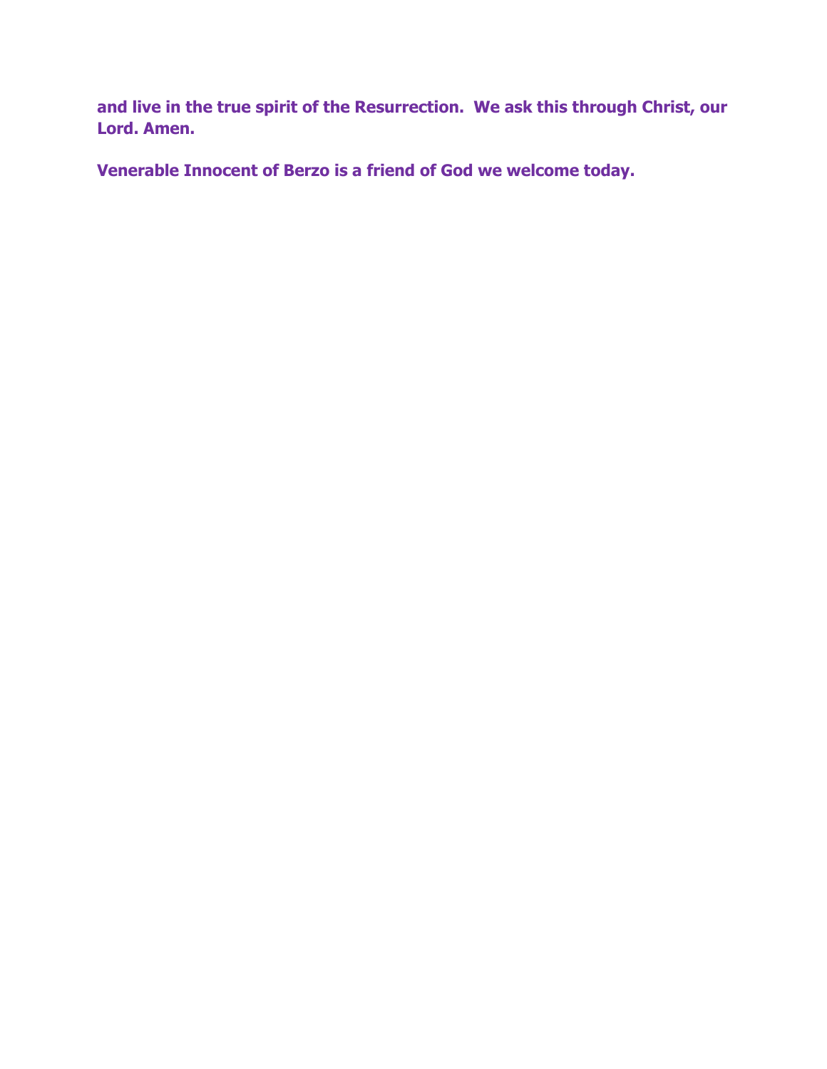**and live in the true spirit of the Resurrection. We ask this through Christ, our Lord. Amen.**

**Venerable Innocent of Berzo is a friend of God we welcome today.**